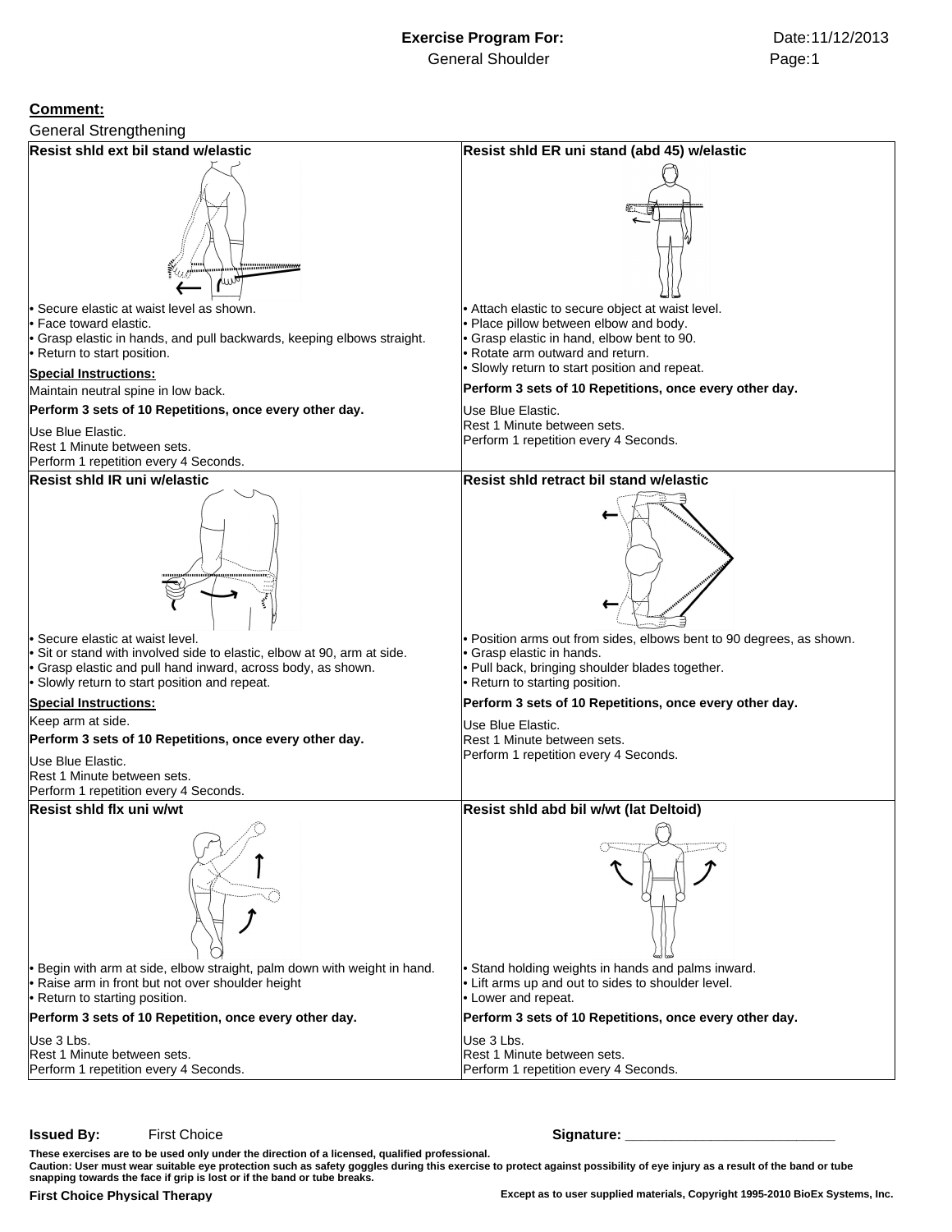**Exercise Program For:** General Shoulder

Date: 11/12/2013

**Comment:**

General Strengthening

### Resist shld ext bil stand w/elastic

- Secure elastic at waist level as shown.
- Face toward elastic.
- Grasp elastic in hands, and pull backwards, keeping elbows straight.
- Return to start position.

**Special Instructions:**

Maintain neutral spine in low back.

**Perform 3 sets of 10 Repetitions, once every other day.**

Use Blue Elastic.
Rest 1 Minute between sets.
Perform 1 repetition every 4 Seconds.

### Resist shld ER uni stand (abd 45) w/elastic

- Attach elastic to secure object at waist level.
- Place pillow between elbow and body.
- Grasp elastic in hand, elbow bent to 90.
- Rotate arm outward and return.
- Slowly return to start position and repeat.

**Perform 3 sets of 10 Repetitions, once every other day.**

Use Blue Elastic.
Rest 1 Minute between sets.
Perform 1 repetition every 4 Seconds.

### Resist shld IR uni w/elastic

- Secure elastic at waist level.
- Sit or stand with involved side to elastic, elbow at 90, arm at side.
- Grasp elastic and pull hand inward, across body, as shown.
- Slowly return to start position and repeat.

**Special Instructions:**

Keep arm at side.

**Perform 3 sets of 10 Repetitions, once every other day.**

Use Blue Elastic.
Rest 1 Minute between sets.
Perform 1 repetition every 4 Seconds.

### Resist shld retract bil stand w/elastic

- Position arms out from sides, elbows bent to 90 degrees, as shown.
- Grasp elastic in hands.
- Pull back, bringing shoulder blades together.
- Return to starting position.

**Perform 3 sets of 10 Repetitions, once every other day.**

Use Blue Elastic.
Rest 1 Minute between sets.
Perform 1 repetition every 4 Seconds.

### Resist shld flx uni w/wt

- Begin with arm at side, elbow straight, palm down with weight in hand.
- Raise arm in front but not over shoulder height
- Return to starting position.

**Perform 3 sets of 10 Repetition, once every other day.**

Use 3 Lbs.
Rest 1 Minute between sets.
Perform 1 repetition every 4 Seconds.

### Resist shld abd bil w/wt (lat Deltoid)

- Stand holding weights in hands and palms inward.
- Lift arms up and out to sides to shoulder level.
- Lower and repeat.

**Perform 3 sets of 10 Repetitions, once every other day.**

Use 3 Lbs.
Rest 1 Minute between sets.
Perform 1 repetition every 4 Seconds.

**Issued By:** First Choice

**Signature:** ____________________________

**These exercises are to be used only under the direction of a licensed, qualified professional.**
**Caution: User must wear suitable eye protection such as safety goggles during this exercise to protect against possibility of eye injury as a result of the band or tube snapping towards the face if grip is lost or if the band or tube breaks.**

**First Choice Physical Therapy**

**Except as to user supplied materials, Copyright 1995-2010 BioEx Systems, Inc.**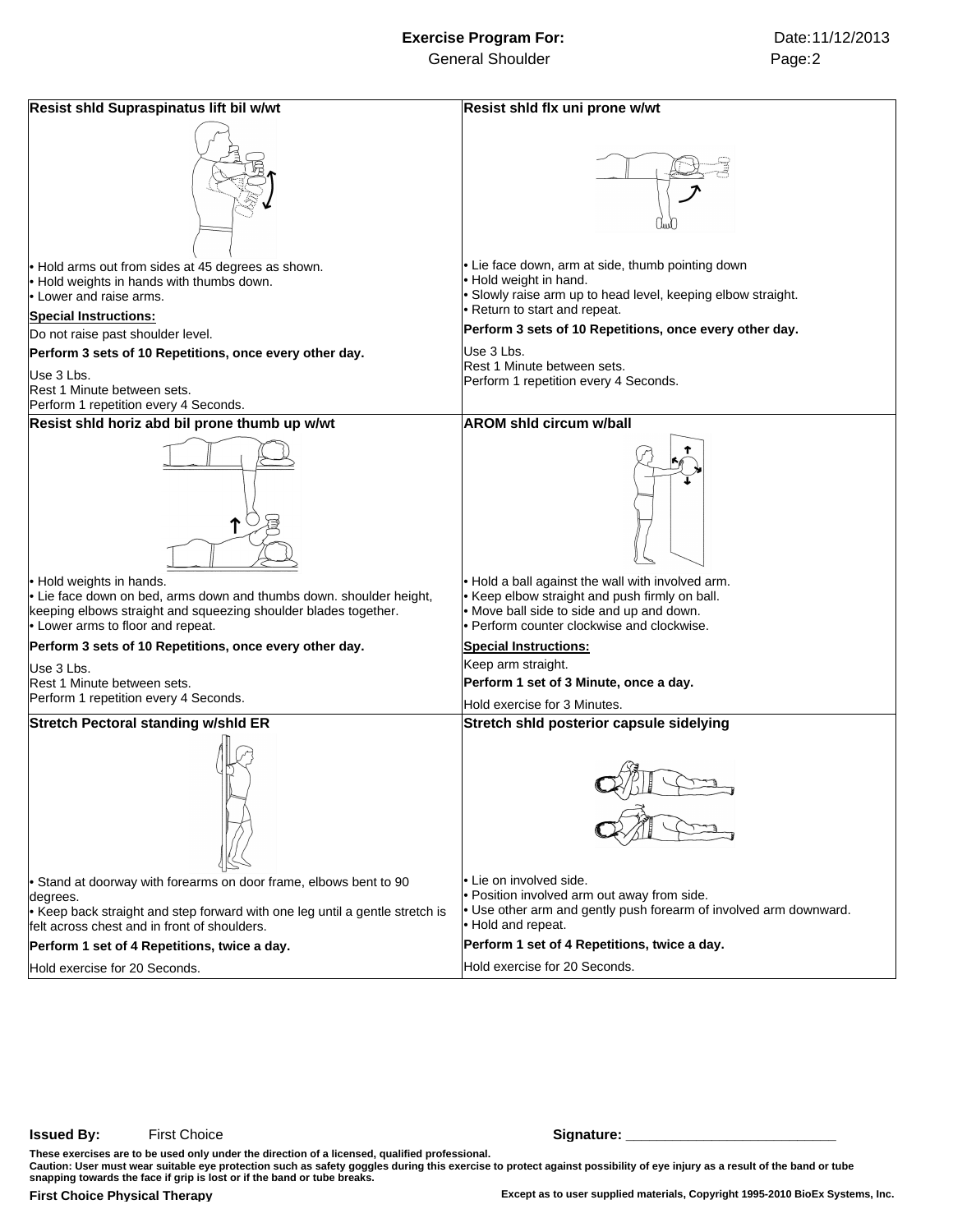**Exercise Program For:**
General Shoulder

Date:11/12/2013

### Resist shld Supraspinatus lift bil w/wt

- Hold arms out from sides at 45 degrees as shown.
- Hold weights in hands with thumbs down.
- Lower and raise arms.

**Special Instructions:**

Do not raise past shoulder level.

**Perform 3 sets of 10 Repetitions, once every other day.**

Use 3 Lbs.
Rest 1 Minute between sets.
Perform 1 repetition every 4 Seconds.

### Resist shld flx uni prone w/wt

- Lie face down, arm at side, thumb pointing down
- Hold weight in hand.
- Slowly raise arm up to head level, keeping elbow straight.
- Return to start and repeat.

**Perform 3 sets of 10 Repetitions, once every other day.**

Use 3 Lbs.
Rest 1 Minute between sets.
Perform 1 repetition every 4 Seconds.

### Resist shld horiz abd bil prone thumb up w/wt

- Hold weights in hands.
- Lie face down on bed, arms down and thumbs down. shoulder height, keeping elbows straight and squeezing shoulder blades together.
- Lower arms to floor and repeat.

**Perform 3 sets of 10 Repetitions, once every other day.**

Use 3 Lbs.
Rest 1 Minute between sets.
Perform 1 repetition every 4 Seconds.

### AROM shld circum w/ball

- Hold a ball against the wall with involved arm.
- Keep elbow straight and push firmly on ball.
- Move ball side to side and up and down.
- Perform counter clockwise and clockwise.

**Special Instructions:**

Keep arm straight.

**Perform 1 set of 3 Minute, once a day.**

Hold exercise for 3 Minutes.

### Stretch Pectoral standing w/shld ER

- Stand at doorway with forearms on door frame, elbows bent to 90 degrees.
- Keep back straight and step forward with one leg until a gentle stretch is felt across chest and in front of shoulders.

**Perform 1 set of 4 Repetitions, twice a day.**

Hold exercise for 20 Seconds.

### Stretch shld posterior capsule sidelying

- Lie on involved side.
- Position involved arm out away from side.
- Use other arm and gently push forearm of involved arm downward.
- Hold and repeat.

**Perform 1 set of 4 Repetitions, twice a day.**

Hold exercise for 20 Seconds.

**Issued By:** First Choice

**Signature:** ___________________________

**These exercises are to be used only under the direction of a licensed, qualified professional.**
**Caution: User must wear suitable eye protection such as safety goggles during this exercise to protect against possibility of eye injury as a result of the band or tube snapping towards the face if grip is lost or if the band or tube breaks.**

**First Choice Physical Therapy**

**Except as to user supplied materials, Copyright 1995-2010 BioEx Systems, Inc.**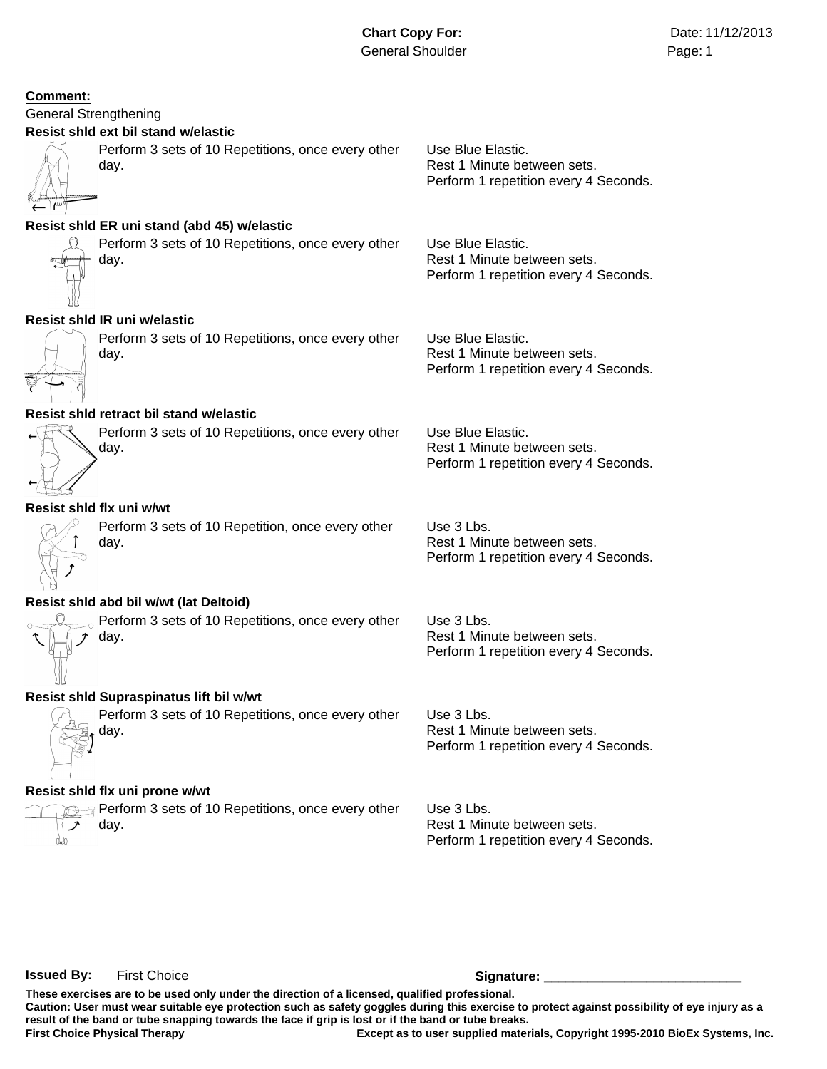**Chart Copy For:**
General Shoulder

Date: 11/12/2013

**Comment:**
General Strengthening

**Resist shld ext bil stand w/elastic**

Perform 3 sets of 10 Repetitions, once every other day.

Use Blue Elastic.
Rest 1 Minute between sets.
Perform 1 repetition every 4 Seconds.

**Resist shld ER uni stand (abd 45) w/elastic**

Perform 3 sets of 10 Repetitions, once every other day.

Use Blue Elastic.
Rest 1 Minute between sets.
Perform 1 repetition every 4 Seconds.

**Resist shld IR uni w/elastic**

Perform 3 sets of 10 Repetitions, once every other day.

Use Blue Elastic.
Rest 1 Minute between sets.
Perform 1 repetition every 4 Seconds.

**Resist shld retract bil stand w/elastic**

Perform 3 sets of 10 Repetitions, once every other day.

Use Blue Elastic.
Rest 1 Minute between sets.
Perform 1 repetition every 4 Seconds.

**Resist shld flx uni w/wt**

Perform 3 sets of 10 Repetition, once every other day.

Use 3 Lbs.
Rest 1 Minute between sets.
Perform 1 repetition every 4 Seconds.

**Resist shld abd bil w/wt (lat Deltoid)**

Perform 3 sets of 10 Repetitions, once every other day.

Use 3 Lbs.
Rest 1 Minute between sets.
Perform 1 repetition every 4 Seconds.

**Resist shld Supraspinatus lift bil w/wt**

Perform 3 sets of 10 Repetitions, once every other day.

Use 3 Lbs.
Rest 1 Minute between sets.
Perform 1 repetition every 4 Seconds.

**Resist shld flx uni prone w/wt**

Perform 3 sets of 10 Repetitions, once every other day.

Use 3 Lbs.
Rest 1 Minute between sets.
Perform 1 repetition every 4 Seconds.

**Issued By:** First Choice

**Signature:** ___________________________

**These exercises are to be used only under the direction of a licensed, qualified professional.**
**Caution: User must wear suitable eye protection such as safety goggles during this exercise to protect against possibility of eye injury as a result of the band or tube snapping towards the face if grip is lost or if the band or tube breaks.**
**First Choice Physical Therapy** **Except as to user supplied materials, Copyright 1995-2010 BioEx Systems, Inc.**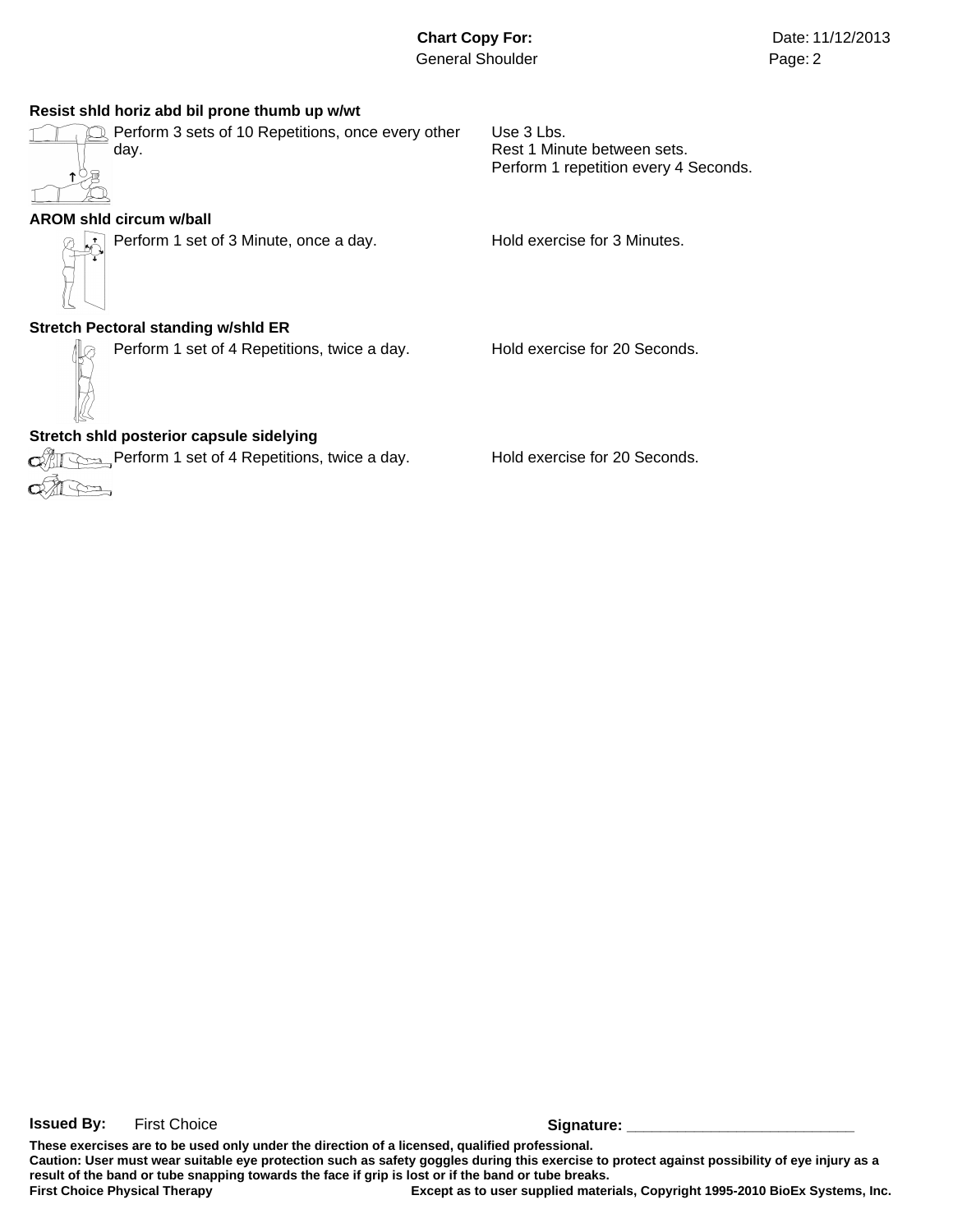**Chart Copy For:** General Shoulder  Date: 11/12/2013

### Resist shld horiz abd bil prone thumb up w/wt

Perform 3 sets of 10 Repetitions, once every other day.

Use 3 Lbs.
Rest 1 Minute between sets.
Perform 1 repetition every 4 Seconds.

### AROM shld circum w/ball

Perform 1 set of 3 Minute, once a day.

Hold exercise for 3 Minutes.

### Stretch Pectoral standing w/shld ER

Perform 1 set of 4 Repetitions, twice a day.

Hold exercise for 20 Seconds.

### Stretch shld posterior capsule sidelying

Perform 1 set of 4 Repetitions, twice a day.

Hold exercise for 20 Seconds.

**Issued By:** First Choice

**Signature:** ___________________________

**These exercises are to be used only under the direction of a licensed, qualified professional.**
**Caution: User must wear suitable eye protection such as safety goggles during this exercise to protect against possibility of eye injury as a result of the band or tube snapping towards the face if grip is lost or if the band or tube breaks.**
**First Choice Physical Therapy**  **Except as to user supplied materials, Copyright 1995-2010 BioEx Systems, Inc.**